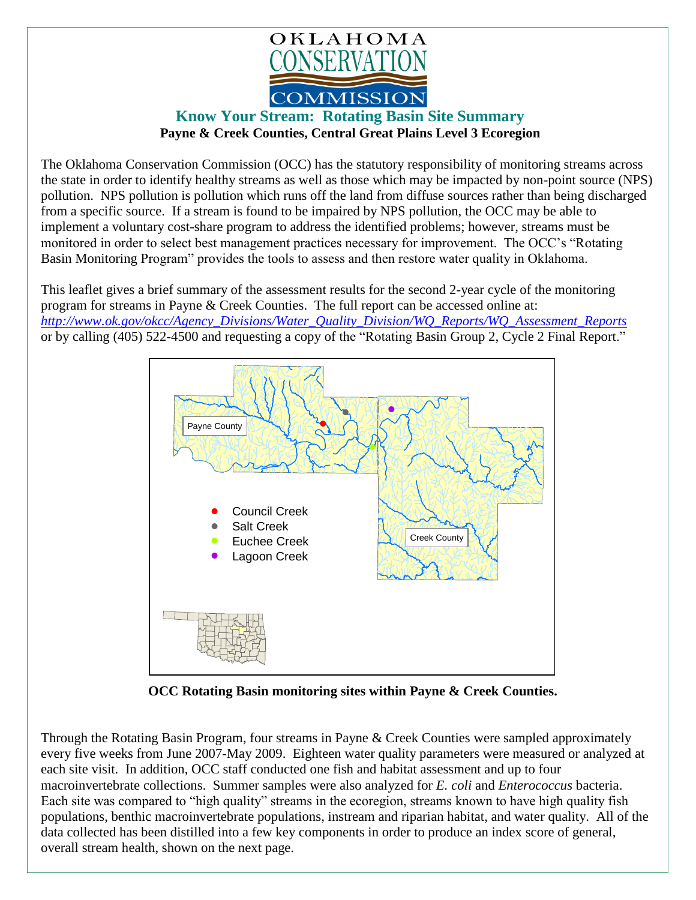OKLAHOMA CONSERVATION COMMISSION

# Know Your Stream: Rotating Basin Site Summary

**Payne & Creek Counties, Central Great Plains Level 3 Ecoregion**

The Oklahoma Conservation Commission (OCC) has the statutory responsibility of monitoring streams across the state in order to identify healthy streams as well as those which may be impacted by non-point source (NPS) pollution. NPS pollution is pollution which runs off the land from diffuse sources rather than being discharged from a specific source. If a stream is found to be impaired by NPS pollution, the OCC may be able to implement a voluntary cost-share program to address the identified problems; however, streams must be monitored in order to select best management practices necessary for improvement. The OCC's "Rotating Basin Monitoring Program" provides the tools to assess and then restore water quality in Oklahoma.

This leaflet gives a brief summary of the assessment results for the second 2-year cycle of the monitoring program for streams in Payne & Creek Counties. The full report can be accessed online at: *http://www.ok.gov/okcc/Agency_Divisions/Water_Quality_Division/WQ_Reports/WQ_Assessment_Reports* or by calling (405) 522-4500 and requesting a copy of the "Rotating Basin Group 2, Cycle 2 Final Report."

Payne County

Creek County

- Council Creek
- Salt Creek
- Euchee Creek
- Lagoon Creek

**OCC Rotating Basin monitoring sites within Payne & Creek Counties.**

Through the Rotating Basin Program, four streams in Payne & Creek Counties were sampled approximately every five weeks from June 2007-May 2009. Eighteen water quality parameters were measured or analyzed at each site visit. In addition, OCC staff conducted one fish and habitat assessment and up to four macroinvertebrate collections. Summer samples were also analyzed for *E. coli* and *Enterococcus* bacteria. Each site was compared to "high quality" streams in the ecoregion, streams known to have high quality fish populations, benthic macroinvertebrate populations, instream and riparian habitat, and water quality. All of the data collected has been distilled into a few key components in order to produce an index score of general, overall stream health, shown on the next page.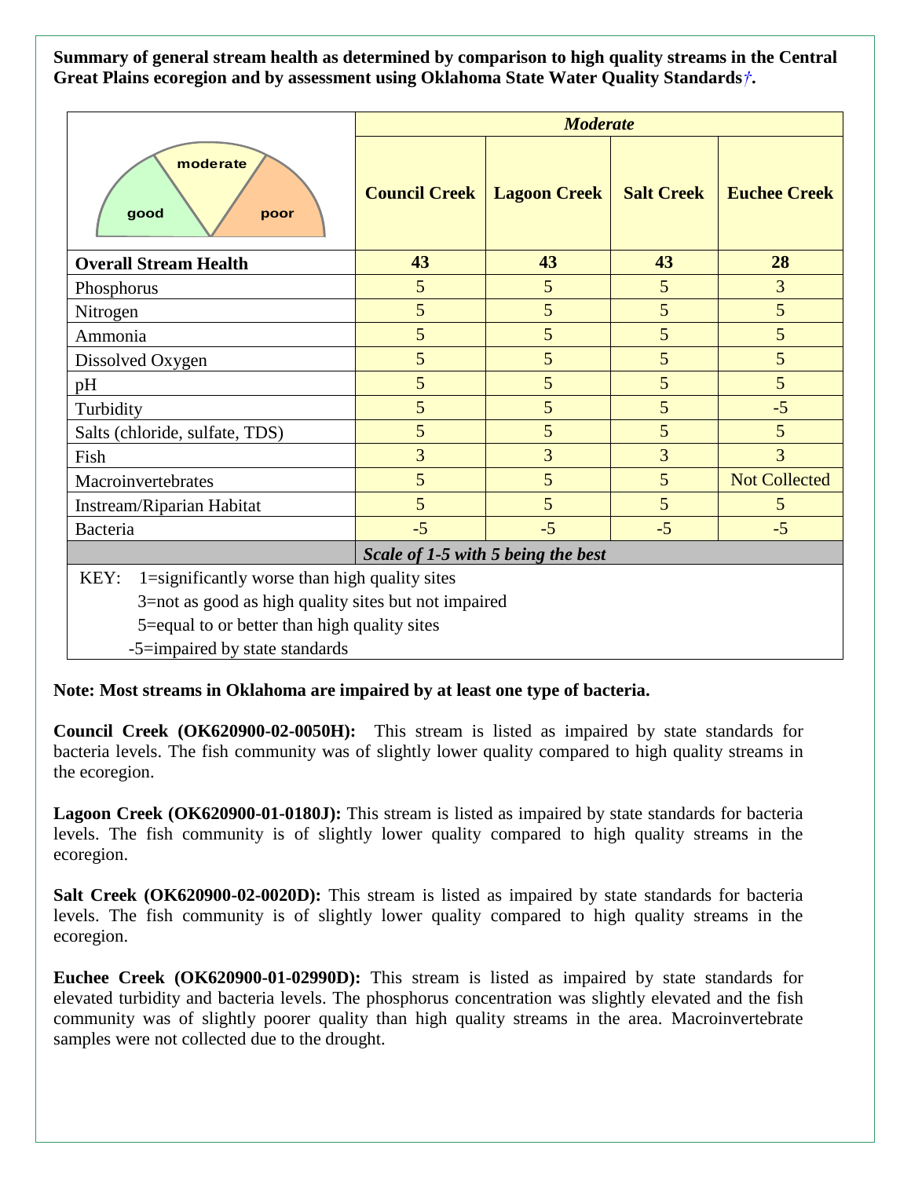**Summary of general stream health as determined by comparison to high quality streams in the Central Great Plains ecoregion and by assessment using Oklahoma State Water Quality Standards†.**

| good / moderate / poor | *Moderate* | | | |
|---|---|---|---|---|
| | **Council Creek** | **Lagoon Creek** | **Salt Creek** | **Euchee Creek** |
| **Overall Stream Health** | **43** | **43** | **43** | **28** |
| Phosphorus | 5 | 5 | 5 | 3 |
| Nitrogen | 5 | 5 | 5 | 5 |
| Ammonia | 5 | 5 | 5 | 5 |
| Dissolved Oxygen | 5 | 5 | 5 | 5 |
| pH | 5 | 5 | 5 | 5 |
| Turbidity | 5 | 5 | 5 | -5 |
| Salts (chloride, sulfate, TDS) | 5 | 5 | 5 | 5 |
| Fish | 3 | 3 | 3 | 3 |
| Macroinvertebrates | 5 | 5 | 5 | Not Collected |
| Instream/Riparian Habitat | 5 | 5 | 5 | 5 |
| Bacteria | -5 | -5 | -5 | -5 |
| | ***Scale of 1-5 with 5 being the best*** | | | |

KEY:
- 1=significantly worse than high quality sites
- 3=not as good as high quality sites but not impaired
- 5=equal to or better than high quality sites
- -5=impaired by state standards

**Note: Most streams in Oklahoma are impaired by at least one type of bacteria.**

**Council Creek (OK620900-02-0050H):** This stream is listed as impaired by state standards for bacteria levels. The fish community was of slightly lower quality compared to high quality streams in the ecoregion.

**Lagoon Creek (OK620900-01-0180J):** This stream is listed as impaired by state standards for bacteria levels. The fish community is of slightly lower quality compared to high quality streams in the ecoregion.

**Salt Creek (OK620900-02-0020D):** This stream is listed as impaired by state standards for bacteria levels. The fish community is of slightly lower quality compared to high quality streams in the ecoregion.

**Euchee Creek (OK620900-01-02990D):** This stream is listed as impaired by state standards for elevated turbidity and bacteria levels. The phosphorus concentration was slightly elevated and the fish community was of slightly poorer quality than high quality streams in the area. Macroinvertebrate samples were not collected due to the drought.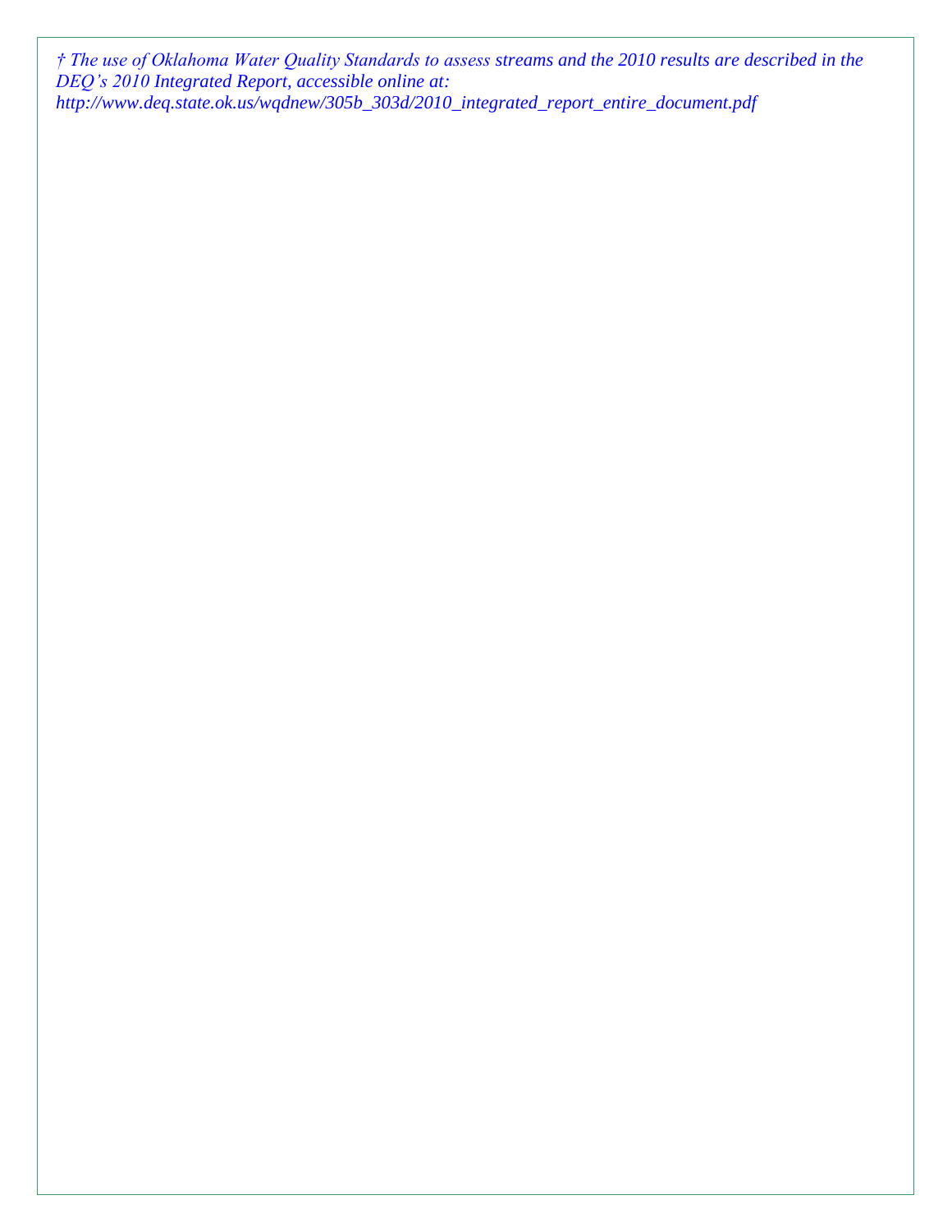*† The use of Oklahoma Water Quality Standards to assess streams and the 2010 results are described in the DEQ's 2010 Integrated Report, accessible online at: http://www.deq.state.ok.us/wqdnew/305b_303d/2010_integrated_report_entire_document.pdf*